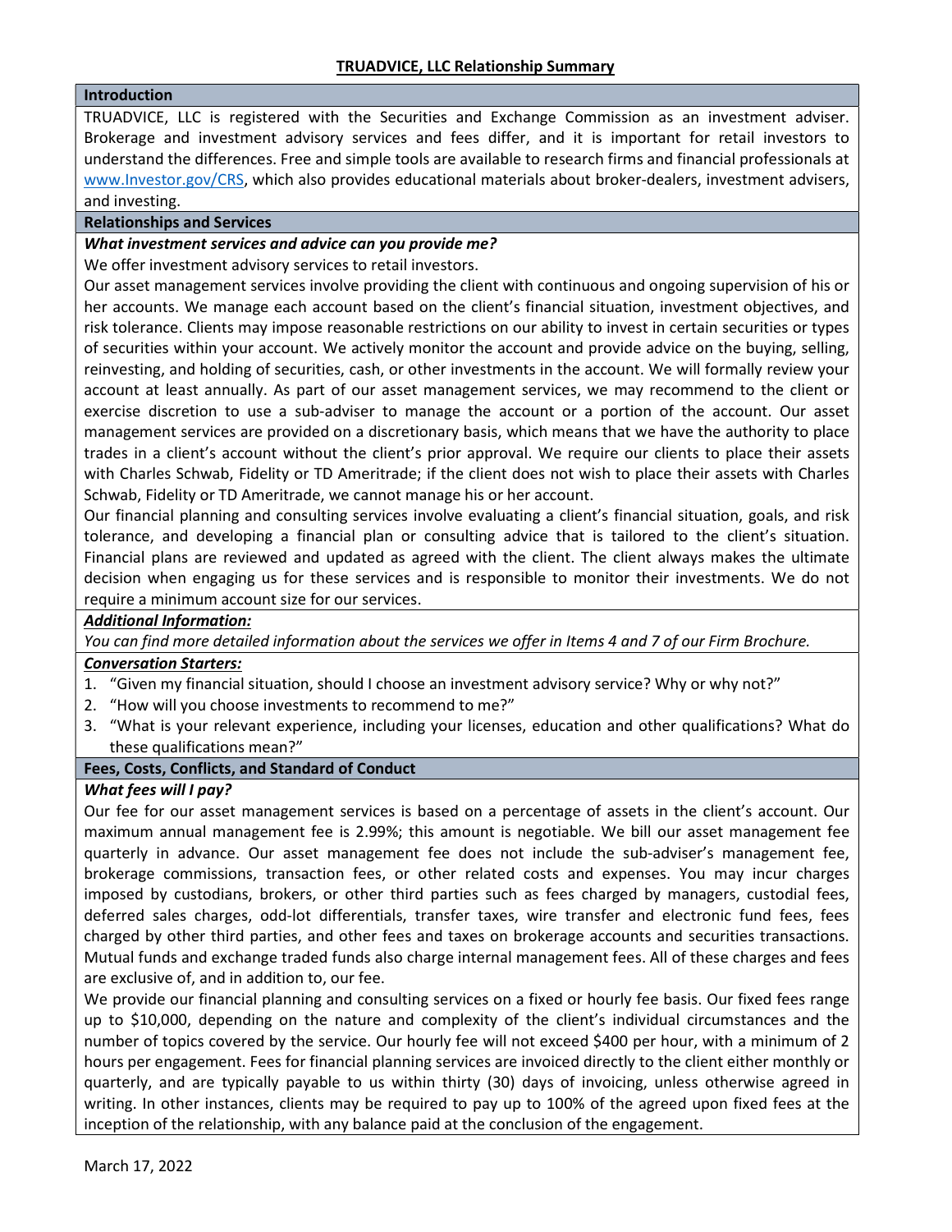# TRUADVICE, LLC Relationship Summary

## Introduction

TRUADVICE, LLC is registered with the Securities and Exchange Commission as an investment adviser. Brokerage and investment advisory services and fees differ, and it is important for retail investors to understand the differences. Free and simple tools are available to research firms and financial professionals at www.Investor.gov/CRS, which also provides educational materials about broker-dealers, investment advisers, and investing.

## Relationships and Services

***What investment services and advice can you provide me?***

We offer investment advisory services to retail investors.

Our asset management services involve providing the client with continuous and ongoing supervision of his or her accounts. We manage each account based on the client's financial situation, investment objectives, and risk tolerance. Clients may impose reasonable restrictions on our ability to invest in certain securities or types of securities within your account. We actively monitor the account and provide advice on the buying, selling, reinvesting, and holding of securities, cash, or other investments in the account. We will formally review your account at least annually. As part of our asset management services, we may recommend to the client or exercise discretion to use a sub-adviser to manage the account or a portion of the account. Our asset management services are provided on a discretionary basis, which means that we have the authority to place trades in a client's account without the client's prior approval. We require our clients to place their assets with Charles Schwab, Fidelity or TD Ameritrade; if the client does not wish to place their assets with Charles Schwab, Fidelity or TD Ameritrade, we cannot manage his or her account.

Our financial planning and consulting services involve evaluating a client's financial situation, goals, and risk tolerance, and developing a financial plan or consulting advice that is tailored to the client's situation. Financial plans are reviewed and updated as agreed with the client. The client always makes the ultimate decision when engaging us for these services and is responsible to monitor their investments. We do not require a minimum account size for our services.

***Additional Information:***

*You can find more detailed information about the services we offer in Items 4 and 7 of our Firm Brochure.*

***Conversation Starters:***

1. "Given my financial situation, should I choose an investment advisory service? Why or why not?"
2. "How will you choose investments to recommend to me?"
3. "What is your relevant experience, including your licenses, education and other qualifications? What do these qualifications mean?"

## Fees, Costs, Conflicts, and Standard of Conduct

***What fees will I pay?***

Our fee for our asset management services is based on a percentage of assets in the client's account. Our maximum annual management fee is 2.99%; this amount is negotiable. We bill our asset management fee quarterly in advance. Our asset management fee does not include the sub-adviser's management fee, brokerage commissions, transaction fees, or other related costs and expenses. You may incur charges imposed by custodians, brokers, or other third parties such as fees charged by managers, custodial fees, deferred sales charges, odd-lot differentials, transfer taxes, wire transfer and electronic fund fees, fees charged by other third parties, and other fees and taxes on brokerage accounts and securities transactions. Mutual funds and exchange traded funds also charge internal management fees. All of these charges and fees are exclusive of, and in addition to, our fee.

We provide our financial planning and consulting services on a fixed or hourly fee basis. Our fixed fees range up to $10,000, depending on the nature and complexity of the client's individual circumstances and the number of topics covered by the service. Our hourly fee will not exceed $400 per hour, with a minimum of 2 hours per engagement. Fees for financial planning services are invoiced directly to the client either monthly or quarterly, and are typically payable to us within thirty (30) days of invoicing, unless otherwise agreed in writing. In other instances, clients may be required to pay up to 100% of the agreed upon fixed fees at the inception of the relationship, with any balance paid at the conclusion of the engagement.

March 17, 2022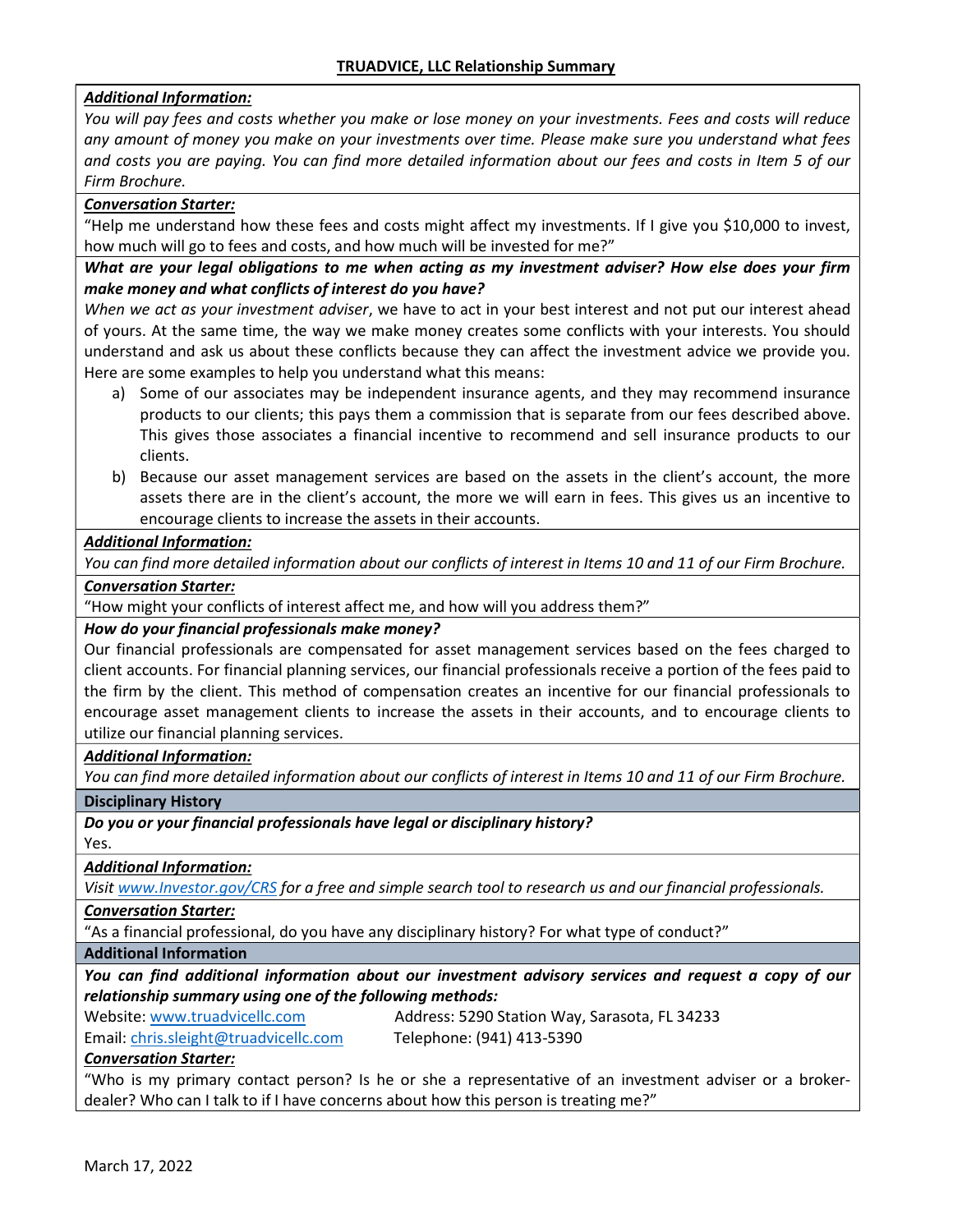## TRUADVICE, LLC Relationship Summary

***Additional Information:***

*You will pay fees and costs whether you make or lose money on your investments. Fees and costs will reduce any amount of money you make on your investments over time. Please make sure you understand what fees and costs you are paying. You can find more detailed information about our fees and costs in Item 5 of our Firm Brochure.*

***Conversation Starter:***

"Help me understand how these fees and costs might affect my investments. If I give you $10,000 to invest, how much will go to fees and costs, and how much will be invested for me?"

***What are your legal obligations to me when acting as my investment adviser? How else does your firm make money and what conflicts of interest do you have?***

*When we act as your investment adviser*, we have to act in your best interest and not put our interest ahead of yours. At the same time, the way we make money creates some conflicts with your interests. You should understand and ask us about these conflicts because they can affect the investment advice we provide you. Here are some examples to help you understand what this means:

a) Some of our associates may be independent insurance agents, and they may recommend insurance products to our clients; this pays them a commission that is separate from our fees described above. This gives those associates a financial incentive to recommend and sell insurance products to our clients.
b) Because our asset management services are based on the assets in the client's account, the more assets there are in the client's account, the more we will earn in fees. This gives us an incentive to encourage clients to increase the assets in their accounts.

***Additional Information:***

*You can find more detailed information about our conflicts of interest in Items 10 and 11 of our Firm Brochure.*

***Conversation Starter:***

"How might your conflicts of interest affect me, and how will you address them?"

***How do your financial professionals make money?***

Our financial professionals are compensated for asset management services based on the fees charged to client accounts. For financial planning services, our financial professionals receive a portion of the fees paid to the firm by the client. This method of compensation creates an incentive for our financial professionals to encourage asset management clients to increase the assets in their accounts, and to encourage clients to utilize our financial planning services.

***Additional Information:***

*You can find more detailed information about our conflicts of interest in Items 10 and 11 of our Firm Brochure.*

### Disciplinary History

***Do you or your financial professionals have legal or disciplinary history?***

Yes.

***Additional Information:***

*Visit www.Investor.gov/CRS for a free and simple search tool to research us and our financial professionals.*

***Conversation Starter:***

"As a financial professional, do you have any disciplinary history? For what type of conduct?"

### Additional Information

***You can find additional information about our investment advisory services and request a copy of our relationship summary using one of the following methods:***

Website: www.truadvicellc.com
Address: 5290 Station Way, Sarasota, FL 34233
Email: chris.sleight@truadvicellc.com
Telephone: (941) 413-5390

***Conversation Starter:***

"Who is my primary contact person? Is he or she a representative of an investment adviser or a broker-dealer? Who can I talk to if I have concerns about how this person is treating me?"

March 17, 2022